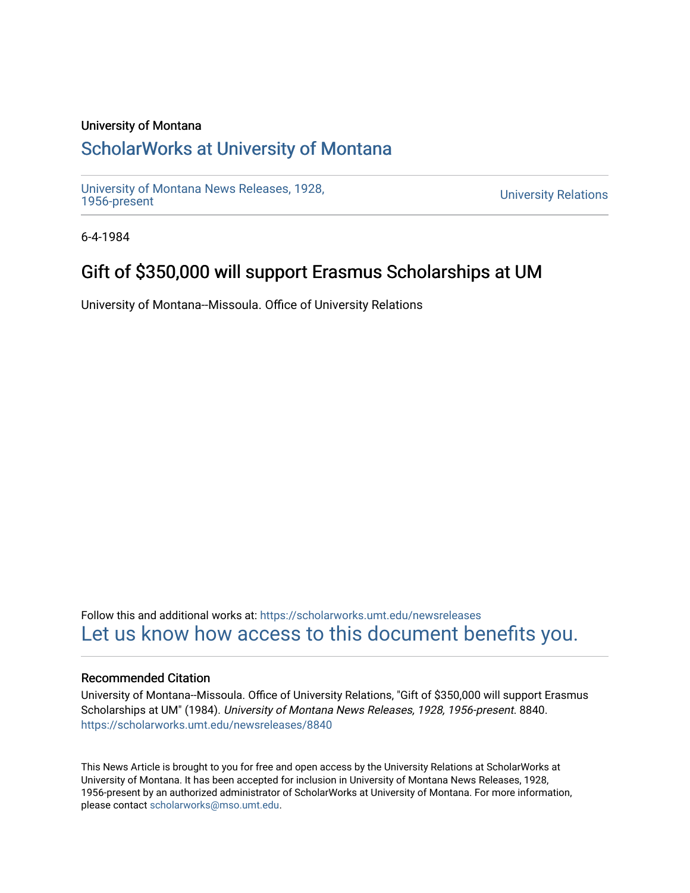University of Montana

# ScholarWorks at University of Montana

University of Montana News Releases, 1928, 1956-present

University Relations

6-4-1984

## Gift of $350,000 will support Erasmus Scholarships at UM

University of Montana--Missoula. Office of University Relations

Follow this and additional works at: https://scholarworks.umt.edu/newsreleases

Let us know how access to this document benefits you.

### Recommended Citation

University of Montana--Missoula. Office of University Relations, "Gift of $350,000 will support Erasmus Scholarships at UM" (1984). *University of Montana News Releases, 1928, 1956-present*. 8840.
https://scholarworks.umt.edu/newsreleases/8840

This News Article is brought to you for free and open access by the University Relations at ScholarWorks at University of Montana. It has been accepted for inclusion in University of Montana News Releases, 1928, 1956-present by an authorized administrator of ScholarWorks at University of Montana. For more information, please contact scholarworks@mso.umt.edu.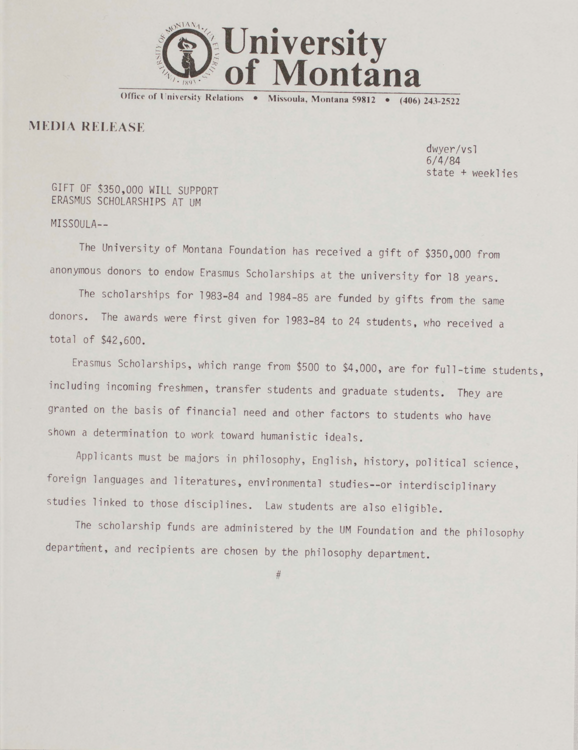# University of Montana

Office of University Relations • Missoula, Montana 59812 • (406) 243-2522

## MEDIA RELEASE

dwyer/vsl
6/4/84
state + weeklies

GIFT OF $350,000 WILL SUPPORT
ERASMUS SCHOLARSHIPS AT UM

MISSOULA--

The University of Montana Foundation has received a gift of $350,000 from anonymous donors to endow Erasmus Scholarships at the university for 18 years.

The scholarships for 1983-84 and 1984-85 are funded by gifts from the same donors. The awards were first given for 1983-84 to 24 students, who received a total of $42,600.

Erasmus Scholarships, which range from $500 to $4,000, are for full-time students, including incoming freshmen, transfer students and graduate students. They are granted on the basis of financial need and other factors to students who have shown a determination to work toward humanistic ideals.

Applicants must be majors in philosophy, English, history, political science, foreign languages and literatures, environmental studies--or interdisciplinary studies linked to those disciplines. Law students are also eligible.

The scholarship funds are administered by the UM Foundation and the philosophy department, and recipients are chosen by the philosophy department.

#